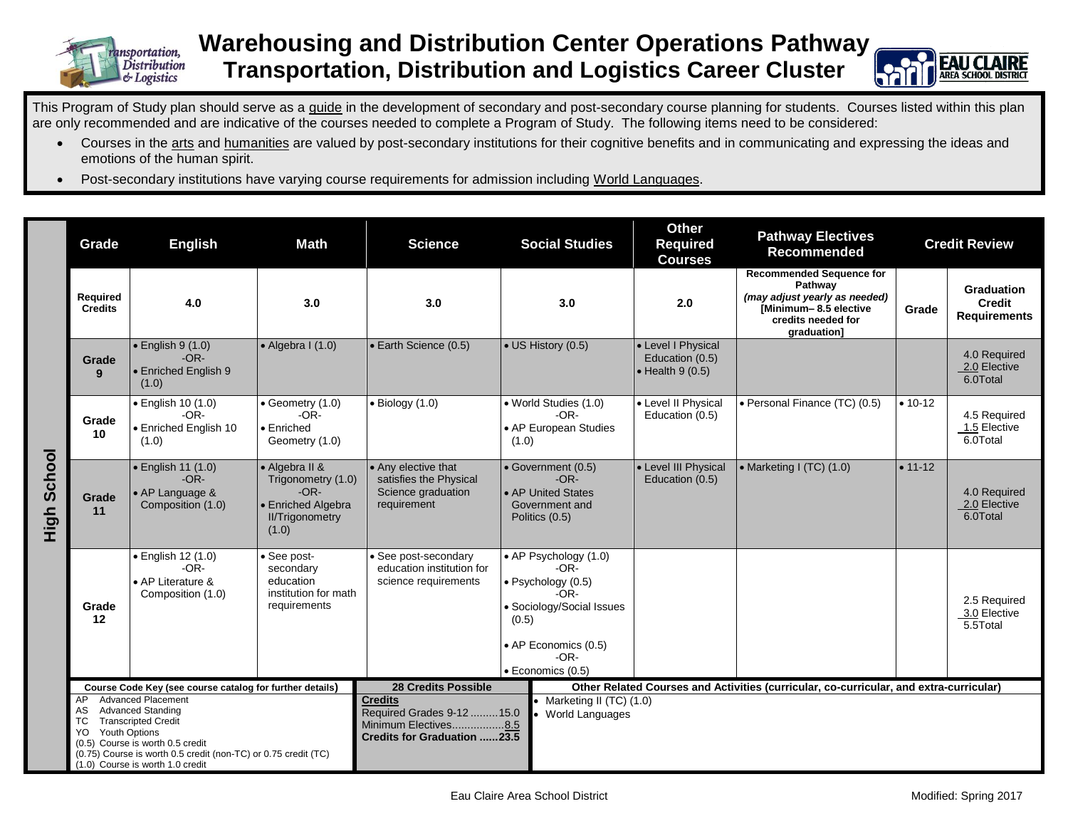# Warehousing and Distribution Center Operations Pathway
## Transportation, Distribution and Logistics Career Cluster

This Program of Study plan should serve as a guide in the development of secondary and post-secondary course planning for students. Courses listed within this plan are only recommended and are indicative of the courses needed to complete a Program of Study. The following items need to be considered:

- Courses in the arts and humanities are valued by post-secondary institutions for their cognitive benefits and in communicating and expressing the ideas and emotions of the human spirit.
- Post-secondary institutions have varying course requirements for admission including World Languages.

**High School**

| Grade | English | Math | Science | Social Studies | Other Required Courses | Pathway Electives Recommended | Credit Review | |
|---|---|---|---|---|---|---|---|---|
| **Required Credits** | **4.0** | **3.0** | **3.0** | **3.0** | **2.0** | **Recommended Sequence for Pathway** *(may adjust yearly as needed)* **[Minimum– 8.5 elective credits needed for graduation]** | **Grade** | **Graduation Credit Requirements** |
| **Grade 9** | • English 9 (1.0) -OR- • Enriched English 9 (1.0) | • Algebra I (1.0) | • Earth Science (0.5) | • US History (0.5) | • Level I Physical Education (0.5) • Health 9 (0.5) | | | 4.0 Required 2.0 Elective 6.0Total |
| **Grade 10** | • English 10 (1.0) -OR- • Enriched English 10 (1.0) | • Geometry (1.0) -OR- • Enriched Geometry (1.0) | • Biology (1.0) | • World Studies (1.0) -OR- • AP European Studies (1.0) | • Level II Physical Education (0.5) | • Personal Finance (TC) (0.5) | • 10-12 | 4.5 Required 1.5 Elective 6.0Total |
| **Grade 11** | • English 11 (1.0) -OR- • AP Language & Composition (1.0) | • Algebra II & Trigonometry (1.0) -OR- • Enriched Algebra II/Trigonometry (1.0) | • Any elective that satisfies the Physical Science graduation requirement | • Government (0.5) -OR- • AP United States Government and Politics (0.5) | • Level III Physical Education (0.5) | • Marketing I (TC) (1.0) | • 11-12 | 4.0 Required 2.0 Elective 6.0Total |
| **Grade 12** | • English 12 (1.0) -OR- • AP Literature & Composition (1.0) | • See post-secondary education institution for math requirements | • See post-secondary education institution for science requirements | • AP Psychology (1.0) -OR- • Psychology (0.5) -OR- • Sociology/Social Issues (0.5) • AP Economics (0.5) -OR- • Economics (0.5) | | | | 2.5 Required 3.0 Elective 5.5Total |

**Course Code Key (see course catalog for further details)**

- AP Advanced Placement
- AS Advanced Standing
- TC Transcripted Credit
- YO Youth Options
- (0.5) Course is worth 0.5 credit
- (0.75) Course is worth 0.5 credit (non-TC) or 0.75 credit (TC)
- (1.0) Course is worth 1.0 credit

**28 Credits Possible**

**Credits**
Required Grades 9-12 .........15.0
Minimum Electives.................8.5
**Credits for Graduation ......23.5**

**Other Related Courses and Activities (curricular, co-curricular, and extra-curricular)**

- Marketing II (TC) (1.0)
- World Languages

Eau Claire Area School District

Modified: Spring 2017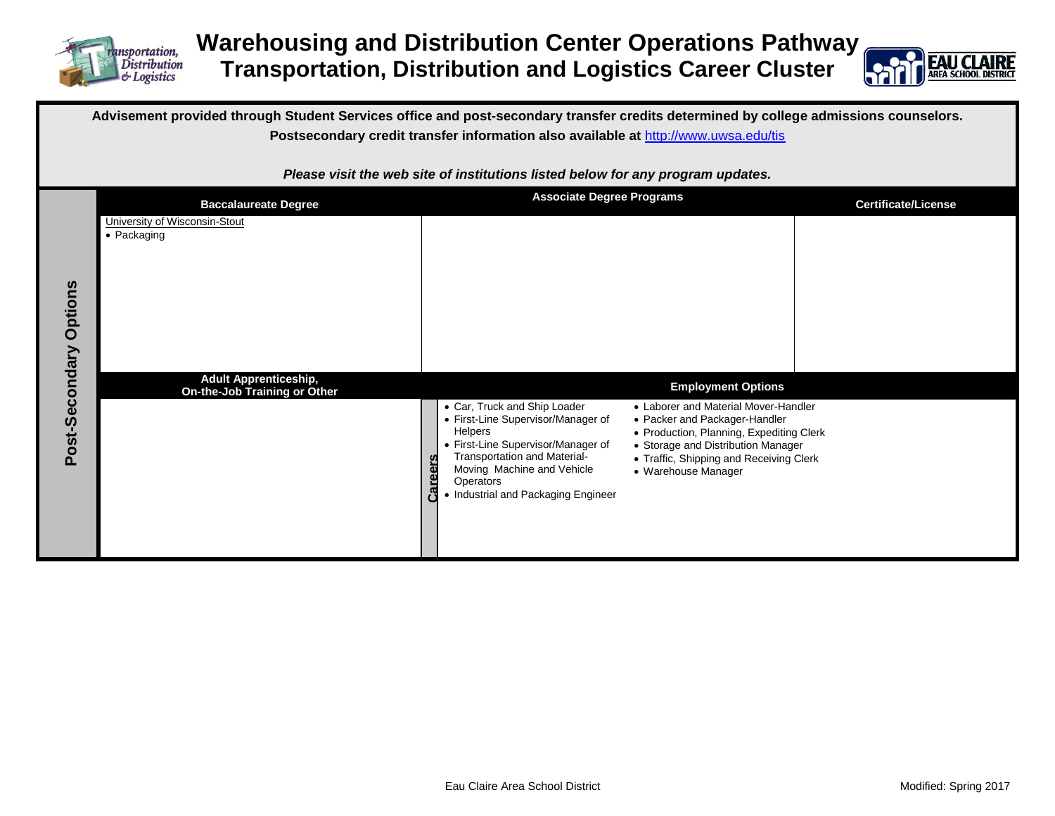# Warehousing and Distribution Center Operations Pathway
## Transportation, Distribution and Logistics Career Cluster

**Advisement provided through Student Services office and post-secondary transfer credits determined by college admissions counselors.**
**Postsecondary credit transfer information also available at http://www.uwsa.edu/tis**

***Please visit the web site of institutions listed below for any program updates.***

### Post-Secondary Options

| Baccalaureate Degree | Associate Degree Programs | Certificate/License |
|---|---|---|
| University of Wisconsin-Stout<br>• Packaging | | |

| Adult Apprenticeship, On-the-Job Training or Other | Employment Options |
|---|---|
| | **Careers**<br>• Car, Truck and Ship Loader<br>• First-Line Supervisor/Manager of Helpers<br>• First-Line Supervisor/Manager of Transportation and Material-Moving Machine and Vehicle Operators<br>• Industrial and Packaging Engineer<br>• Laborer and Material Mover-Handler<br>• Packer and Packager-Handler<br>• Production, Planning, Expediting Clerk<br>• Storage and Distribution Manager<br>• Traffic, Shipping and Receiving Clerk<br>• Warehouse Manager |

Eau Claire Area School District

Modified: Spring 2017